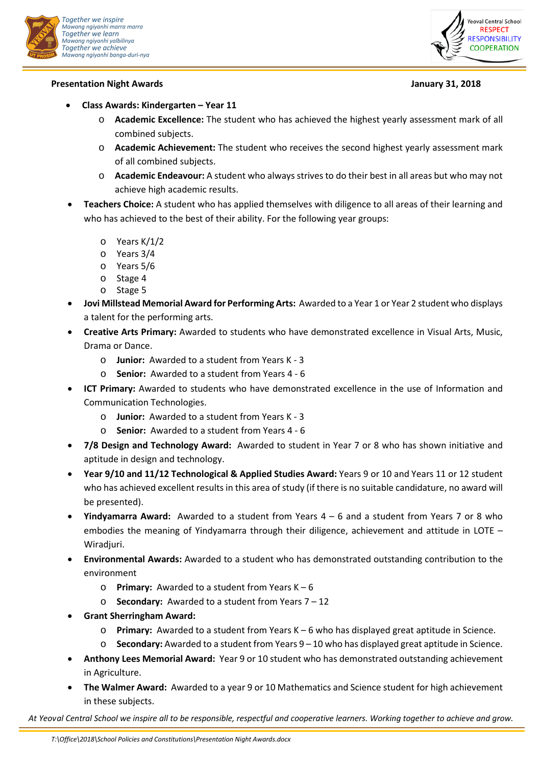Together we inspire
Mawang ngiyanhi marra marra
Together we learn
Mawang ngiyanhi yalbilinya
Together we achieve
Mawang ngiyanhi banga-duri-nya

Yeoval Central School
RESPECT
RESPONSIBILITY
COOPERATION

**Presentation Night Awards** **January 31, 2018**

- **Class Awards: Kindergarten – Year 11**
  - **Academic Excellence:** The student who has achieved the highest yearly assessment mark of all combined subjects.
  - **Academic Achievement:** The student who receives the second highest yearly assessment mark of all combined subjects.
  - **Academic Endeavour:** A student who always strives to do their best in all areas but who may not achieve high academic results.
- **Teachers Choice:** A student who has applied themselves with diligence to all areas of their learning and who has achieved to the best of their ability. For the following year groups:
  - Years K/1/2
  - Years 3/4
  - Years 5/6
  - Stage 4
  - Stage 5
- **Jovi Millstead Memorial Award for Performing Arts:** Awarded to a Year 1 or Year 2 student who displays a talent for the performing arts.
- **Creative Arts Primary:** Awarded to students who have demonstrated excellence in Visual Arts, Music, Drama or Dance.
  - **Junior:** Awarded to a student from Years K - 3
  - **Senior:** Awarded to a student from Years 4 - 6
- **ICT Primary:** Awarded to students who have demonstrated excellence in the use of Information and Communication Technologies.
  - **Junior:** Awarded to a student from Years K - 3
  - **Senior:** Awarded to a student from Years 4 - 6
- **7/8 Design and Technology Award:** Awarded to student in Year 7 or 8 who has shown initiative and aptitude in design and technology.
- **Year 9/10 and 11/12 Technological & Applied Studies Award:** Years 9 or 10 and Years 11 or 12 student who has achieved excellent results in this area of study (if there is no suitable candidature, no award will be presented).
- **Yindyamarra Award:** Awarded to a student from Years 4 – 6 and a student from Years 7 or 8 who embodies the meaning of Yindyamarra through their diligence, achievement and attitude in LOTE – Wiradjuri.
- **Environmental Awards:** Awarded to a student who has demonstrated outstanding contribution to the environment
  - **Primary:** Awarded to a student from Years K – 6
  - **Secondary:** Awarded to a student from Years 7 – 12
- **Grant Sherringham Award:**
  - **Primary:** Awarded to a student from Years K – 6 who has displayed great aptitude in Science.
  - **Secondary:** Awarded to a student from Years 9 – 10 who has displayed great aptitude in Science.
- **Anthony Lees Memorial Award:** Year 9 or 10 student who has demonstrated outstanding achievement in Agriculture.
- **The Walmer Award:** Awarded to a year 9 or 10 Mathematics and Science student for high achievement in these subjects.

*At Yeoval Central School we inspire all to be responsible, respectful and cooperative learners. Working together to achieve and grow.*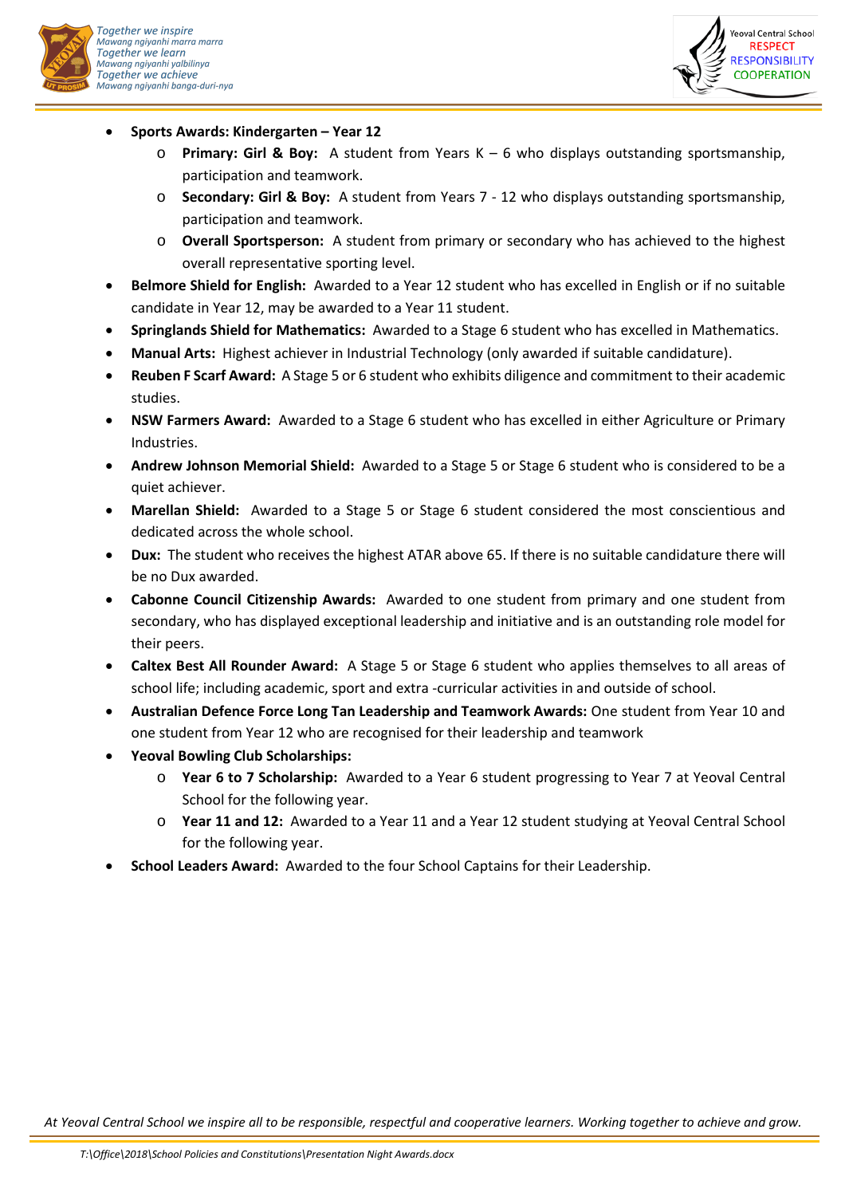- **Sports Awards: Kindergarten – Year 12**
  - **Primary: Girl & Boy:** A student from Years K – 6 who displays outstanding sportsmanship, participation and teamwork.
  - **Secondary: Girl & Boy:** A student from Years 7 - 12 who displays outstanding sportsmanship, participation and teamwork.
  - **Overall Sportsperson:** A student from primary or secondary who has achieved to the highest overall representative sporting level.
- **Belmore Shield for English:** Awarded to a Year 12 student who has excelled in English or if no suitable candidate in Year 12, may be awarded to a Year 11 student.
- **Springlands Shield for Mathematics:** Awarded to a Stage 6 student who has excelled in Mathematics.
- **Manual Arts:** Highest achiever in Industrial Technology (only awarded if suitable candidature).
- **Reuben F Scarf Award:** A Stage 5 or 6 student who exhibits diligence and commitment to their academic studies.
- **NSW Farmers Award:** Awarded to a Stage 6 student who has excelled in either Agriculture or Primary Industries.
- **Andrew Johnson Memorial Shield:** Awarded to a Stage 5 or Stage 6 student who is considered to be a quiet achiever.
- **Marellan Shield:** Awarded to a Stage 5 or Stage 6 student considered the most conscientious and dedicated across the whole school.
- **Dux:** The student who receives the highest ATAR above 65. If there is no suitable candidature there will be no Dux awarded.
- **Cabonne Council Citizenship Awards:** Awarded to one student from primary and one student from secondary, who has displayed exceptional leadership and initiative and is an outstanding role model for their peers.
- **Caltex Best All Rounder Award:** A Stage 5 or Stage 6 student who applies themselves to all areas of school life; including academic, sport and extra -curricular activities in and outside of school.
- **Australian Defence Force Long Tan Leadership and Teamwork Awards:** One student from Year 10 and one student from Year 12 who are recognised for their leadership and teamwork
- **Yeoval Bowling Club Scholarships:**
  - **Year 6 to 7 Scholarship:** Awarded to a Year 6 student progressing to Year 7 at Yeoval Central School for the following year.
  - **Year 11 and 12:** Awarded to a Year 11 and a Year 12 student studying at Yeoval Central School for the following year.
- **School Leaders Award:** Awarded to the four School Captains for their Leadership.